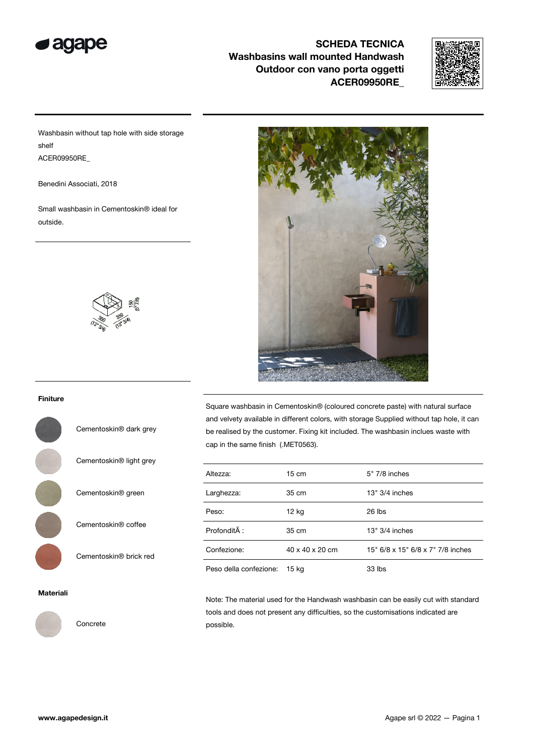# SCHEDA TECNICA
## Washbasins wall mounted Handwash Outdoor con vano porta oggetti ACER09950RE_

Washbasin without tap hole with side storage shelf
ACER09950RE_

Benedini Associati, 2018

Small washbasin in Cementoskin® ideal for outside.

350 (13" 3/4) 350 (13" 3/4) 150 (5" 7/8)

### Finiture

- Cementoskin® dark grey
- Cementoskin® light grey
- Cementoskin® green
- Cementoskin® coffee
- Cementoskin® brick red

### Materiali

- Concrete

Square washbasin in Cementoskin® (coloured concrete paste) with natural surface and velvety available in different colors, with storage Supplied without tap hole, it can be realised by the customer. Fixing kit included. The washbasin inclues waste with cap in the same finish (.MET0563).

| | | |
|---|---|---|
| Altezza: | 15 cm | 5" 7/8 inches |
| Larghezza: | 35 cm | 13" 3/4 inches |
| Peso: | 12 kg | 26 lbs |
| ProfonditÃ : | 35 cm | 13" 3/4 inches |
| Confezione: | 40 x 40 x 20 cm | 15" 6/8 x 15" 6/8 x 7" 7/8 inches |
| Peso della confezione: | 15 kg | 33 lbs |

Note: The material used for the Handwash washbasin can be easily cut with standard tools and does not present any difficulties, so the customisations indicated are possible.

**www.agapedesign.it**

Agape srl © 2022 — Pagina 1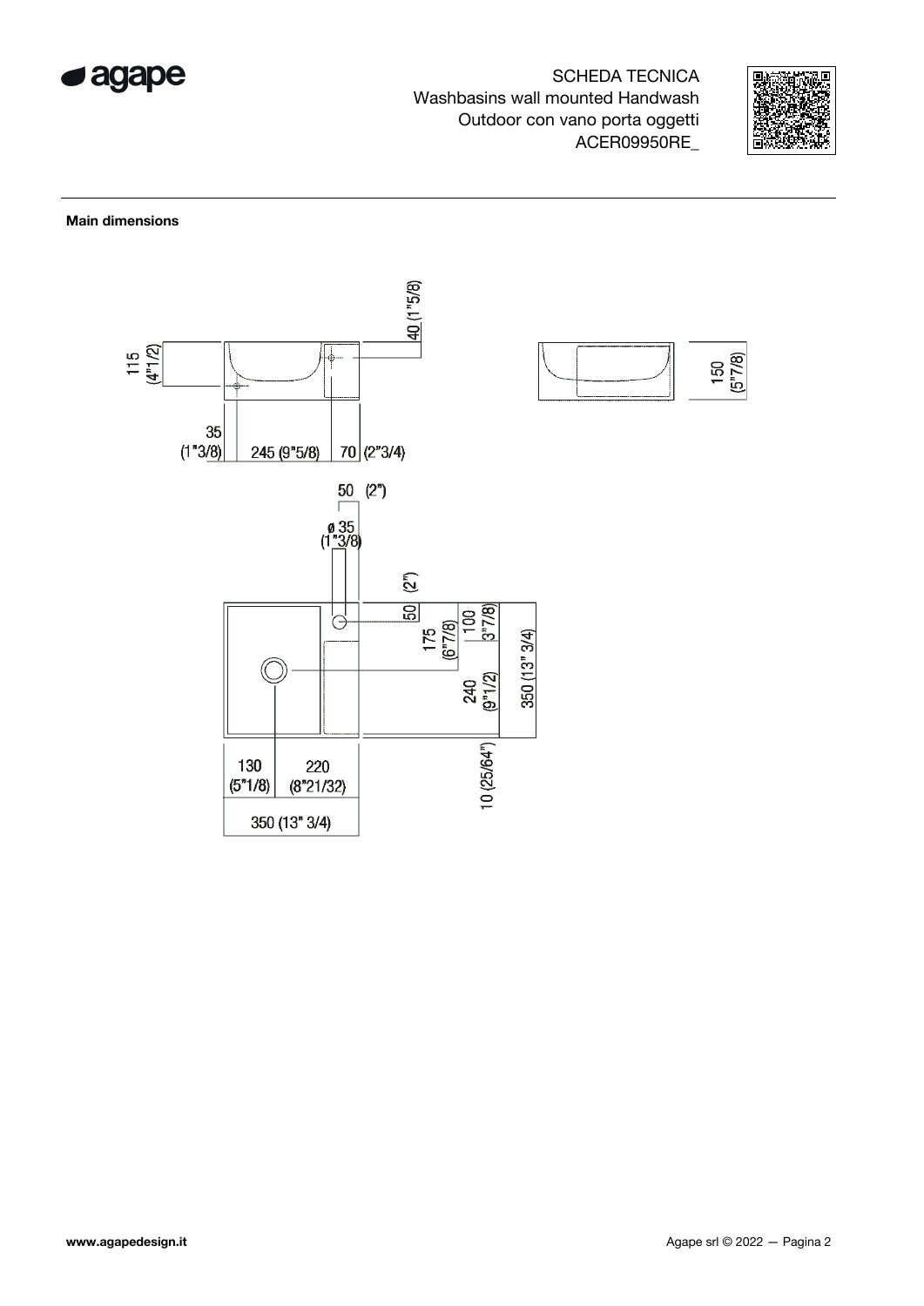SCHEDA TECNICA
Washbasins wall mounted Handwash
Outdoor con vano porta oggetti
ACER09950RE_

**Main dimensions**

115 (4"1/2)

40 (1"5/8)

35 (1"3/8)

245 (9"5/8)

70 (2"3/4)

150 (5"7/8)

50 (2")

ø 35 (1"3/8)

50 (2")

100 (3"7/8)

175 (6"7/8)

240 (9"1/2)

350 (13" 3/4)

130 (5"1/8)

220 (8"21/32)

10 (25/64")

350 (13" 3/4)

www.agapedesign.it

Agape srl © 2022 — Pagina 2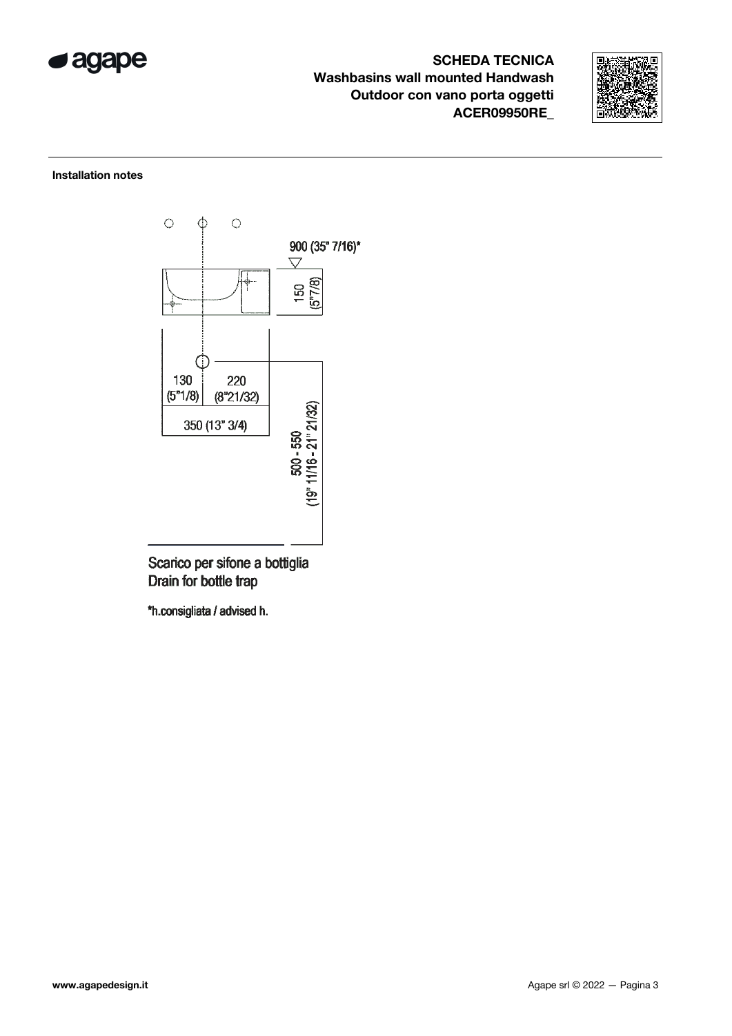**SCHEDA TECNICA**
**Washbasins wall mounted Handwash**
**Outdoor con vano porta oggetti**
**ACER09950RE_**

**Installation notes**

900 (35" 7/16)*

150 (5"7/8)

130 (5"1/8)

220 (8"21/32)

350 (13" 3/4)

500 - 550 (19" 11/16 - 21" 21/32)

Scarico per sifone a bottiglia
Drain for bottle trap

*h.consigliata / advised h.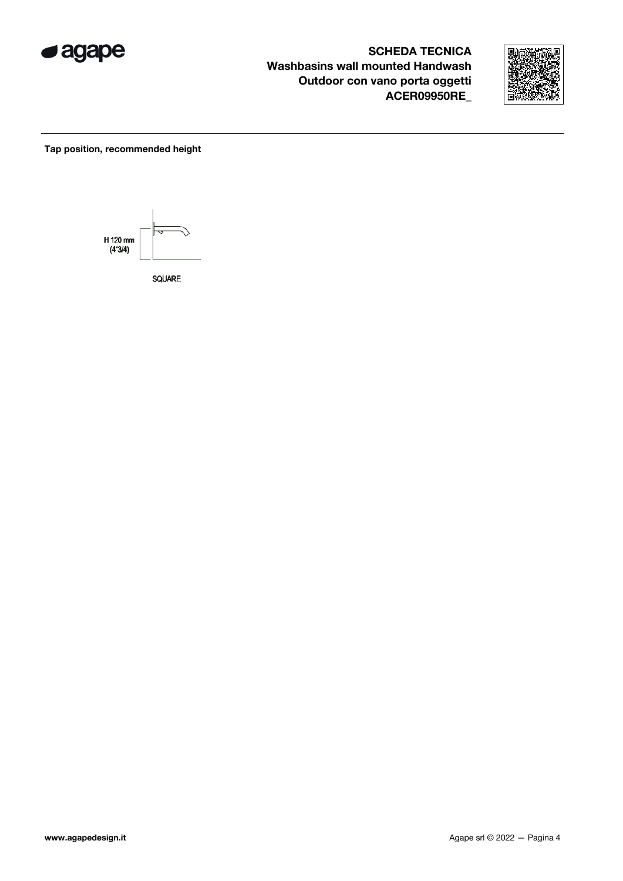**Tap position, recommended height**

H 120 mm
(4"3/4)

SQUARE